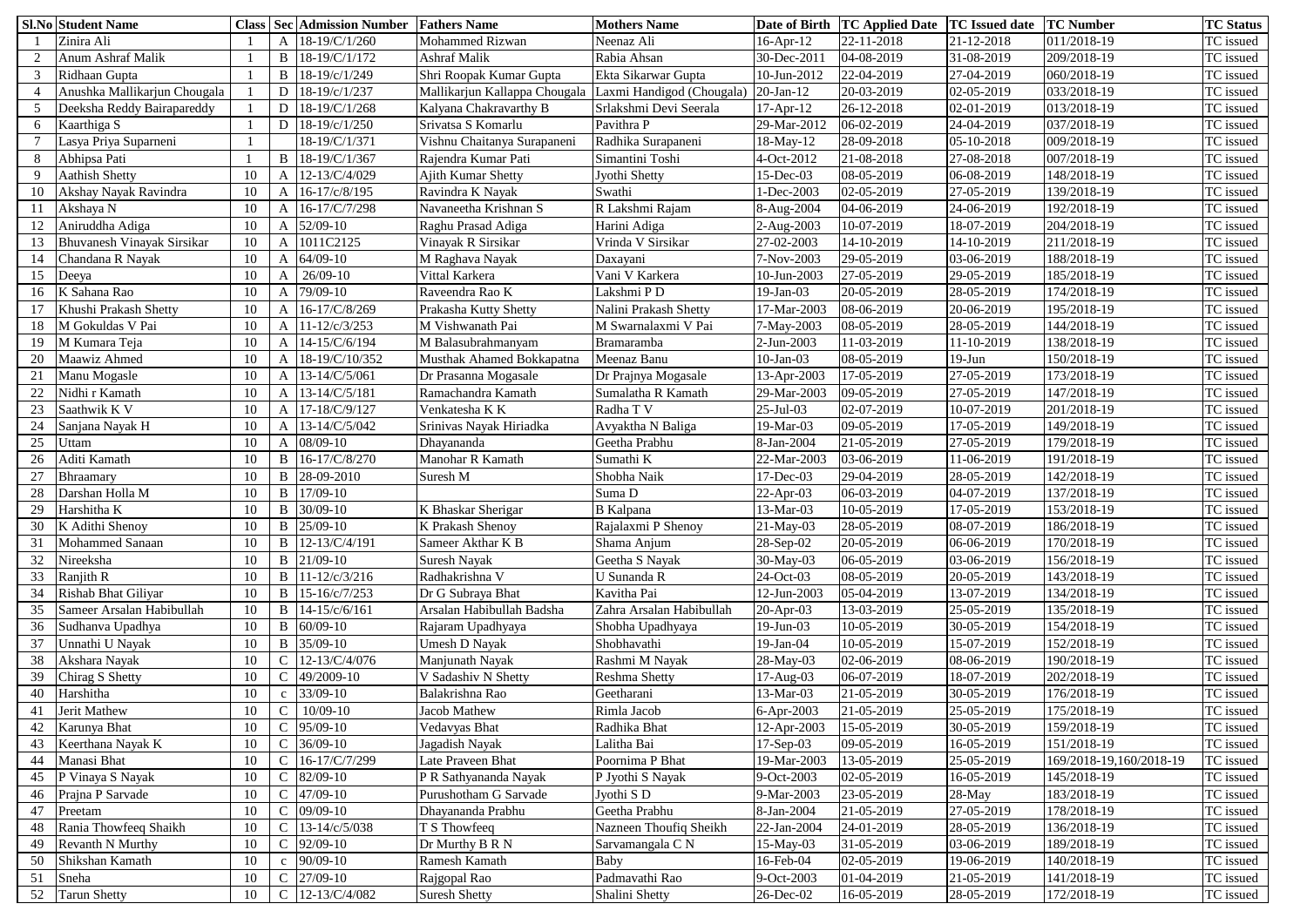| Sl.No | Student Name | Class | Sec | Admission Number | Fathers Name | Mothers Name | Date of Birth | TC Applied Date | TC Issued date | TC Number | TC Status |
|---|---|---|---|---|---|---|---|---|---|---|---|
| 1 | Zinira Ali | 1 | A | 18-19/C/1/260 | Mohammed Rizwan | Neenaz Ali | 16-Apr-12 | 22-11-2018 | 21-12-2018 | 011/2018-19 | TC issued |
| 2 | Anum Ashraf Malik | 1 | B | 18-19/C/1/172 | Ashraf Malik | Rabia Ahsan | 30-Dec-2011 | 04-08-2019 | 31-08-2019 | 209/2018-19 | TC issued |
| 3 | Ridhaan Gupta | 1 | B | 18-19/c/1/249 | Shri Roopak Kumar Gupta | Ekta Sikarwar Gupta | 10-Jun-2012 | 22-04-2019 | 27-04-2019 | 060/2018-19 | TC issued |
| 4 | Anushka Mallikarjun Chougala | 1 | D | 18-19/c/1/237 | Mallikarjun Kallappa Chougala | Laxmi Handigod (Chougala) | 20-Jan-12 | 20-03-2019 | 02-05-2019 | 033/2018-19 | TC issued |
| 5 | Deeksha Reddy Bairapareddy | 1 | D | 18-19/C/1/268 | Kalyana Chakravarthy B | Srlakshmi Devi Seerala | 17-Apr-12 | 26-12-2018 | 02-01-2019 | 013/2018-19 | TC issued |
| 6 | Kaarthiga S | 1 | D | 18-19/c/1/250 | Srivatsa S Komarlu | Pavithra P | 29-Mar-2012 | 06-02-2019 | 24-04-2019 | 037/2018-19 | TC issued |
| 7 | Lasya Priya Suparneni | 1 | | 18-19/C/1/371 | Vishnu Chaitanya Surapaneni | Radhika Surapaneni | 18-May-12 | 28-09-2018 | 05-10-2018 | 009/2018-19 | TC issued |
| 8 | Abhipsa Pati | 1 | B | 18-19/C/1/367 | Rajendra Kumar Pati | Simantini Toshi | 4-Oct-2012 | 21-08-2018 | 27-08-2018 | 007/2018-19 | TC issued |
| 9 | Aathish Shetty | 10 | A | 12-13/C/4/029 | Ajith Kumar Shetty | Jyothi Shetty | 15-Dec-03 | 08-05-2019 | 06-08-2019 | 148/2018-19 | TC issued |
| 10 | Akshay Nayak Ravindra | 10 | A | 16-17/C/8/195 | Ravindra K Nayak | Swathi | 1-Dec-2003 | 02-05-2019 | 27-05-2019 | 139/2018-19 | TC issued |
| 11 | Akshaya N | 10 | A | 16-17/C/7/298 | Navaneetha Krishnan S | R Lakshmi Rajam | 8-Aug-2004 | 04-06-2019 | 24-06-2019 | 192/2018-19 | TC issued |
| 12 | Aniruddha Adiga | 10 | A | 52/09-10 | Raghu Prasad Adiga | Harini Adiga | 2-Aug-2003 | 10-07-2019 | 18-07-2019 | 204/2018-19 | TC issued |
| 13 | Bhuvanesh Vinayak Sirsikar | 10 | A | 1011C2125 | Vinayak R Sirsikar | Vrinda V Sirsikar | 27-02-2003 | 14-10-2019 | 14-10-2019 | 211/2018-19 | TC issued |
| 14 | Chandana R Nayak | 10 | A | 64/09-10 | M Raghava Nayak | Daxayani | 7-Nov-2003 | 29-05-2019 | 03-06-2019 | 188/2018-19 | TC issued |
| 15 | Deeya | 10 | A | 26/09-10 | Vittal Karkera | Vani V Karkera | 10-Jun-2003 | 27-05-2019 | 29-05-2019 | 185/2018-19 | TC issued |
| 16 | K Sahana Rao | 10 | A | 79/09-10 | Raveendra Rao K | Lakshmi P D | 19-Jan-03 | 20-05-2019 | 28-05-2019 | 174/2018-19 | TC issued |
| 17 | Khushi Prakash Shetty | 10 | A | 16-17/C/8/269 | Prakasha Kutty Shetty | Nalini Prakash Shetty | 17-Mar-2003 | 08-06-2019 | 20-06-2019 | 195/2018-19 | TC issued |
| 18 | M Gokuldas V Pai | 10 | A | 11-12/c/3/253 | M Vishwanath Pai | M Swarnalaxmi V Pai | 7-May-2003 | 08-05-2019 | 28-05-2019 | 144/2018-19 | TC issued |
| 19 | M Kumara Teja | 10 | A | 14-15/C/6/194 | M Balasubrahmanyam | Bramaramba | 2-Jun-2003 | 11-03-2019 | 11-10-2019 | 138/2018-19 | TC issued |
| 20 | Maawiz Ahmed | 10 | A | 18-19/C/10/352 | Musthak Ahamed Bokkapatna | Meenaz Banu | 10-Jan-03 | 08-05-2019 | 19-Jun | 150/2018-19 | TC issued |
| 21 | Manu Mogasle | 10 | A | 13-14/C/5/061 | Dr Prasanna Mogasale | Dr Prajnya Mogasale | 13-Apr-2003 | 17-05-2019 | 27-05-2019 | 173/2018-19 | TC issued |
| 22 | Nidhi r Kamath | 10 | A | 13-14/C/5/181 | Ramachandra Kamath | Sumalatha R Kamath | 29-Mar-2003 | 09-05-2019 | 27-05-2019 | 147/2018-19 | TC issued |
| 23 | Saathwik K V | 10 | A | 17-18/C/9/127 | Venkatesha K K | Radha T V | 25-Jul-03 | 02-07-2019 | 10-07-2019 | 201/2018-19 | TC issued |
| 24 | Sanjana Nayak H | 10 | A | 13-14/C/5/042 | Srinivas Nayak Hiriadka | Avyaktha N Baliga | 19-Mar-03 | 09-05-2019 | 17-05-2019 | 149/2018-19 | TC issued |
| 25 | Uttam | 10 | A | 08/09-10 | Dhayananda | Geetha Prabhu | 8-Jan-2004 | 21-05-2019 | 27-05-2019 | 179/2018-19 | TC issued |
| 26 | Aditi Kamath | 10 | B | 16-17/C/8/270 | Manohar R Kamath | Sumathi K | 22-Mar-2003 | 03-06-2019 | 11-06-2019 | 191/2018-19 | TC issued |
| 27 | Bhraamary | 10 | B | 28-09-2010 | Suresh M | Shobha Naik | 17-Dec-03 | 29-04-2019 | 28-05-2019 | 142/2018-19 | TC issued |
| 28 | Darshan Holla M | 10 | B | 17/09-10 | | Suma D | 22-Apr-03 | 06-03-2019 | 04-07-2019 | 137/2018-19 | TC issued |
| 29 | Harshitha K | 10 | B | 30/09-10 | K Bhaskar Sherigar | B Kalpana | 13-Mar-03 | 10-05-2019 | 17-05-2019 | 153/2018-19 | TC issued |
| 30 | K Adithi Shenoy | 10 | B | 25/09-10 | K Prakash Shenoy | Rajalaxmi P Shenoy | 21-May-03 | 28-05-2019 | 08-07-2019 | 186/2018-19 | TC issued |
| 31 | Mohammed Sanaan | 10 | B | 12-13/C/4/191 | Sameer Akthar K B | Shama Anjum | 28-Sep-02 | 20-05-2019 | 06-06-2019 | 170/2018-19 | TC issued |
| 32 | Nireeksha | 10 | B | 21/09-10 | Suresh Nayak | Geetha S Nayak | 30-May-03 | 06-05-2019 | 03-06-2019 | 156/2018-19 | TC issued |
| 33 | Ranjith R | 10 | B | 11-12/c/3/216 | Radhakrishna V | U Sunanda R | 24-Oct-03 | 08-05-2019 | 20-05-2019 | 143/2018-19 | TC issued |
| 34 | Rishab Bhat Giliyar | 10 | B | 15-16/c/7/253 | Dr G Subraya Bhat | Kavitha Pai | 12-Jun-2003 | 05-04-2019 | 13-07-2019 | 134/2018-19 | TC issued |
| 35 | Sameer Arsalan Habibullah | 10 | B | 14-15/c/6/161 | Arsalan Habibullah Badsha | Zahra Arsalan Habibullah | 20-Apr-03 | 13-03-2019 | 25-05-2019 | 135/2018-19 | TC issued |
| 36 | Sudhanva Upadhya | 10 | B | 60/09-10 | Rajaram Upadhyaya | Shobha Upadhyaya | 19-Jun-03 | 10-05-2019 | 30-05-2019 | 154/2018-19 | TC issued |
| 37 | Unnathi U Nayak | 10 | B | 35/09-10 | Umesh D Nayak | Shobhavathi | 19-Jan-04 | 10-05-2019 | 15-07-2019 | 152/2018-19 | TC issued |
| 38 | Akshara Nayak | 10 | C | 12-13/C/4/076 | Manjunath Nayak | Rashmi M Nayak | 28-May-03 | 02-06-2019 | 08-06-2019 | 190/2018-19 | TC issued |
| 39 | Chirag S Shetty | 10 | C | 49/2009-10 | V Sadashiv N Shetty | Reshma Shetty | 17-Aug-03 | 06-07-2019 | 18-07-2019 | 202/2018-19 | TC issued |
| 40 | Harshitha | 10 | c | 33/09-10 | Balakrishna Rao | Geetharani | 13-Mar-03 | 21-05-2019 | 30-05-2019 | 176/2018-19 | TC issued |
| 41 | Jerit Mathew | 10 | C | 10/09-10 | Jacob Mathew | Rimla Jacob | 6-Apr-2003 | 21-05-2019 | 25-05-2019 | 175/2018-19 | TC issued |
| 42 | Karunya Bhat | 10 | C | 95/09-10 | Vedavyas Bhat | Radhika Bhat | 12-Apr-2003 | 15-05-2019 | 30-05-2019 | 159/2018-19 | TC issued |
| 43 | Keerthana Nayak K | 10 | C | 36/09-10 | Jagadish Nayak | Lalitha Bai | 17-Sep-03 | 09-05-2019 | 16-05-2019 | 151/2018-19 | TC issued |
| 44 | Manasi Bhat | 10 | C | 16-17/C/7/299 | Late Praveen Bhat | Poornima P Bhat | 19-Mar-2003 | 13-05-2019 | 25-05-2019 | 169/2018-19,160/2018-19 | TC issued |
| 45 | P Vinaya S Nayak | 10 | C | 82/09-10 | P R Sathyananda Nayak | P Jyothi S Nayak | 9-Oct-2003 | 02-05-2019 | 16-05-2019 | 145/2018-19 | TC issued |
| 46 | Prajna P Sarvade | 10 | C | 47/09-10 | Purushotham G Sarvade | Jyothi S D | 9-Mar-2003 | 23-05-2019 | 28-May | 183/2018-19 | TC issued |
| 47 | Preetam | 10 | C | 09/09-10 | Dhayananda Prabhu | Geetha Prabhu | 8-Jan-2004 | 21-05-2019 | 27-05-2019 | 178/2018-19 | TC issued |
| 48 | Rania Thowfeeq Shaikh | 10 | C | 13-14/c/5/038 | T S Thowfeeq | Nazneen Thoufiq Sheikh | 22-Jan-2004 | 24-01-2019 | 28-05-2019 | 136/2018-19 | TC issued |
| 49 | Revanth N Murthy | 10 | C | 92/09-10 | Dr Murthy B R N | Sarvamangala C N | 15-May-03 | 31-05-2019 | 03-06-2019 | 189/2018-19 | TC issued |
| 50 | Shikshan Kamath | 10 | c | 90/09-10 | Ramesh Kamath | Baby | 16-Feb-04 | 02-05-2019 | 19-06-2019 | 140/2018-19 | TC issued |
| 51 | Sneha | 10 | C | 27/09-10 | Rajgopal Rao | Padmavathi Rao | 9-Oct-2003 | 01-04-2019 | 21-05-2019 | 141/2018-19 | TC issued |
| 52 | Tarun Shetty | 10 | C | 12-13/C/4/082 | Suresh Shetty | Shalini Shetty | 26-Dec-02 | 16-05-2019 | 28-05-2019 | 172/2018-19 | TC issued |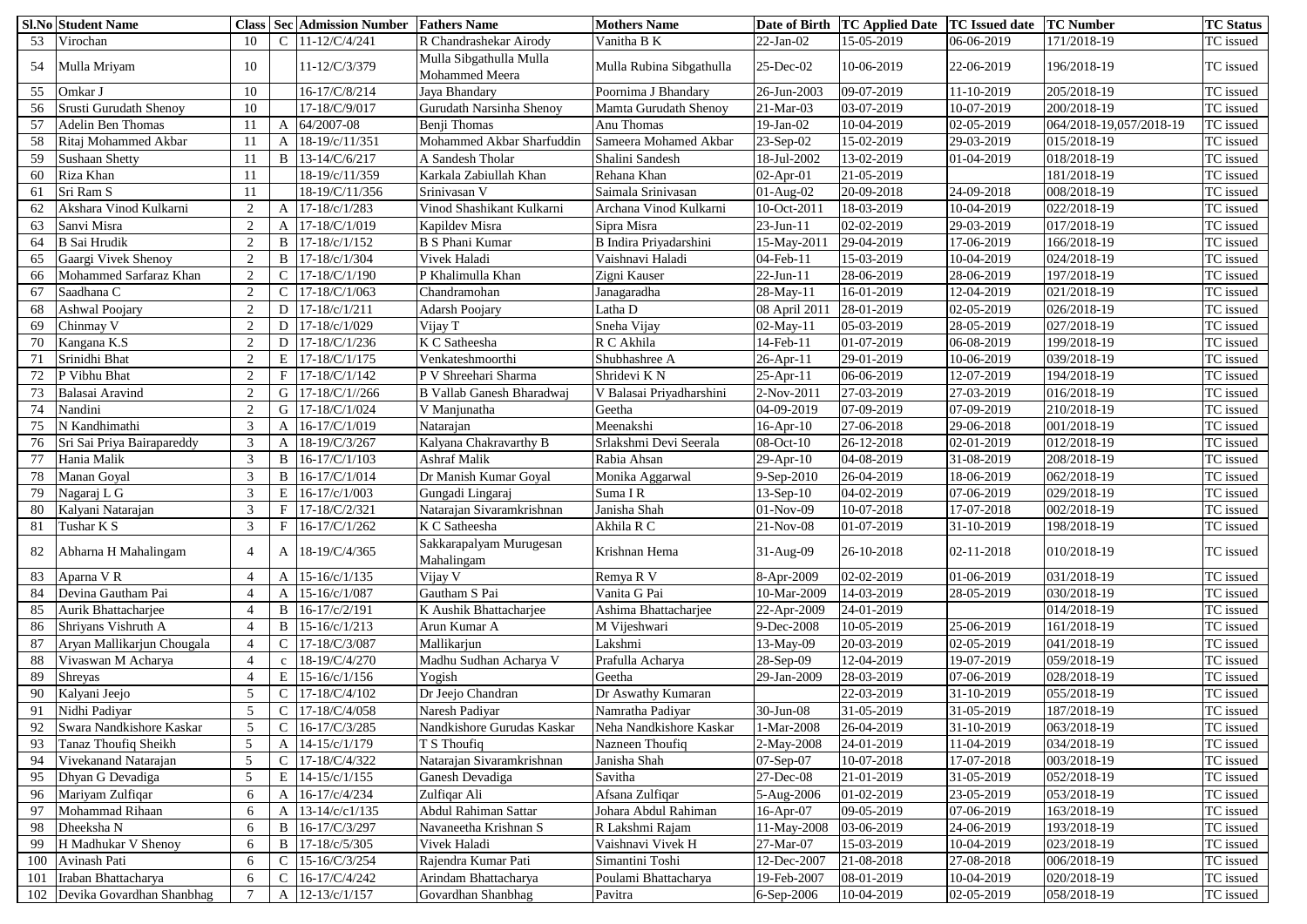| Sl.No | Student Name | Class | Sec | Admission Number | Fathers Name | Mothers Name | Date of Birth | TC Applied Date | TC Issued date | TC Number | TC Status |
|---|---|---|---|---|---|---|---|---|---|---|---|
| 53 | Virochan | 10 | C | 11-12/C/4/241 | R Chandrashekar Airody | Vanitha B K | 22-Jan-02 | 15-05-2019 | 06-06-2019 | 171/2018-19 | TC issued |
| 54 | Mulla Mriyam | 10 | | 11-12/C/3/379 | Mulla Sibgathulla Mulla Mohammed Meera | Mulla Rubina Sibgathulla | 25-Dec-02 | 10-06-2019 | 22-06-2019 | 196/2018-19 | TC issued |
| 55 | Omkar J | 10 | | 16-17/C/8/214 | Jaya Bhandary | Poornima J Bhandary | 26-Jun-2003 | 09-07-2019 | 11-10-2019 | 205/2018-19 | TC issued |
| 56 | Srusti Gurudath Shenoy | 10 | | 17-18/C/9/017 | Gurudath Narsinha Shenoy | Mamta Gurudath Shenoy | 21-Mar-03 | 03-07-2019 | 10-07-2019 | 200/2018-19 | TC issued |
| 57 | Adelin Ben Thomas | 11 | A | 64/2007-08 | Benji Thomas | Anu Thomas | 19-Jan-02 | 10-04-2019 | 02-05-2019 | 064/2018-19,057/2018-19 | TC issued |
| 58 | Ritaj Mohammed Akbar | 11 | A | 18-19/c/11/351 | Mohammed Akbar Sharfuddin | Sameera Mohamed Akbar | 23-Sep-02 | 15-02-2019 | 29-03-2019 | 015/2018-19 | TC issued |
| 59 | Sushaan Shetty | 11 | B | 13-14/C/6/217 | A Sandesh Tholar | Shalini Sandesh | 18-Jul-2002 | 13-02-2019 | 01-04-2019 | 018/2018-19 | TC issued |
| 60 | Riza Khan | 11 | | 18-19/c/11/359 | Karkala Zabiullah Khan | Rehana Khan | 02-Apr-01 | 21-05-2019 | | 181/2018-19 | TC issued |
| 61 | Sri Ram S | 11 | | 18-19/C/11/356 | Srinivasan V | Saimala Srinivasan | 01-Aug-02 | 20-09-2018 | 24-09-2018 | 008/2018-19 | TC issued |
| 62 | Akshara Vinod Kulkarni | 2 | A | 17-18/c/1/283 | Vinod Shashikant Kulkarni | Archana Vinod Kulkarni | 10-Oct-2011 | 18-03-2019 | 10-04-2019 | 022/2018-19 | TC issued |
| 63 | Sanvi Misra | 2 | A | 17-18/C/1/019 | Kapildev Misra | Sipra Misra | 23-Jun-11 | 02-02-2019 | 29-03-2019 | 017/2018-19 | TC issued |
| 64 | B Sai Hrudik | 2 | B | 17-18/c/1/152 | B S Phani Kumar | B Indira Priyadarshini | 15-May-2011 | 29-04-2019 | 17-06-2019 | 166/2018-19 | TC issued |
| 65 | Gaargi Vivek Shenoy | 2 | B | 17-18/c/1/304 | Vivek Haladi | Vaishnavi Haladi | 04-Feb-11 | 15-03-2019 | 10-04-2019 | 024/2018-19 | TC issued |
| 66 | Mohammed Sarfaraz Khan | 2 | C | 17-18/C/1/190 | P Khalimulla Khan | Zigni Kauser | 22-Jun-11 | 28-06-2019 | 28-06-2019 | 197/2018-19 | TC issued |
| 67 | Saadhana C | 2 | C | 17-18/C/1/063 | Chandramohan | Janagaradha | 28-May-11 | 16-01-2019 | 12-04-2019 | 021/2018-19 | TC issued |
| 68 | Ashwal Poojary | 2 | D | 17-18/c/1/211 | Adarsh Poojary | Latha D | 08 April 2011 | 28-01-2019 | 02-05-2019 | 026/2018-19 | TC issued |
| 69 | Chinmay V | 2 | D | 17-18/c/1/029 | Vijay T | Sneha Vijay | 02-May-11 | 05-03-2019 | 28-05-2019 | 027/2018-19 | TC issued |
| 70 | Kangana K.S | 2 | D | 17-18/C/1/236 | K C Satheesha | R C Akhila | 14-Feb-11 | 01-07-2019 | 06-08-2019 | 199/2018-19 | TC issued |
| 71 | Srinidhi Bhat | 2 | E | 17-18/C/1/175 | Venkateshmoorthi | Shubhashree A | 26-Apr-11 | 29-01-2019 | 10-06-2019 | 039/2018-19 | TC issued |
| 72 | P Vibhu Bhat | 2 | F | 17-18/C/1/142 | P V Shreehari Sharma | Shridevi K N | 25-Apr-11 | 06-06-2019 | 12-07-2019 | 194/2018-19 | TC issued |
| 73 | Balasai Aravind | 2 | G | 17-18/C/1//266 | B Vallab Ganesh Bharadwaj | V Balasai Priyadharshini | 2-Nov-2011 | 27-03-2019 | 27-03-2019 | 016/2018-19 | TC issued |
| 74 | Nandini | 2 | G | 17-18/C/1/024 | V Manjunatha | Geetha | 04-09-2019 | 07-09-2019 | 07-09-2019 | 210/2018-19 | TC issued |
| 75 | N Kandhimathi | 3 | A | 16-17/C/1/019 | Natarajan | Meenakshi | 16-Apr-10 | 27-06-2018 | 29-06-2018 | 001/2018-19 | TC issued |
| 76 | Sri Sai Priya Bairapareddy | 3 | A | 18-19/C/3/267 | Kalyana Chakravarthy B | Srlakshmi Devi Seerala | 08-Oct-10 | 26-12-2018 | 02-01-2019 | 012/2018-19 | TC issued |
| 77 | Hania Malik | 3 | B | 16-17/C/1/103 | Ashraf Malik | Rabia Ahsan | 29-Apr-10 | 04-08-2019 | 31-08-2019 | 208/2018-19 | TC issued |
| 78 | Manan Goyal | 3 | B | 16-17/C/1/014 | Dr Manish Kumar Goyal | Monika Aggarwal | 9-Sep-2010 | 26-04-2019 | 18-06-2019 | 062/2018-19 | TC issued |
| 79 | Nagaraj L G | 3 | E | 16-17/c/1/003 | Gungadi Lingaraj | Suma I R | 13-Sep-10 | 04-02-2019 | 07-06-2019 | 029/2018-19 | TC issued |
| 80 | Kalyani Natarajan | 3 | F | 17-18/C/2/321 | Natarajan Sivaramkrishnan | Janisha Shah | 01-Nov-09 | 10-07-2018 | 17-07-2018 | 002/2018-19 | TC issued |
| 81 | Tushar K S | 3 | F | 16-17/C/1/262 | K C Satheesha | Akhila R C | 21-Nov-08 | 01-07-2019 | 31-10-2019 | 198/2018-19 | TC issued |
| 82 | Abharna H Mahalingam | 4 | A | 18-19/C/4/365 | Sakkarapalyam Murugesan Mahalingam | Krishnan Hema | 31-Aug-09 | 26-10-2018 | 02-11-2018 | 010/2018-19 | TC issued |
| 83 | Aparna V R | 4 | A | 15-16/c/1/135 | Vijay V | Remya R V | 8-Apr-2009 | 02-02-2019 | 01-06-2019 | 031/2018-19 | TC issued |
| 84 | Devina Gautham Pai | 4 | A | 15-16/c/1/087 | Gautham S Pai | Vanita G Pai | 10-Mar-2009 | 14-03-2019 | 28-05-2019 | 030/2018-19 | TC issued |
| 85 | Aurik Bhattacharjee | 4 | B | 16-17/c/2/191 | K Aushik Bhattacharjee | Ashima Bhattacharjee | 22-Apr-2009 | 24-01-2019 | | 014/2018-19 | TC issued |
| 86 | Shriyans Vishruth A | 4 | B | 15-16/c/1/213 | Arun Kumar A | M Vijeshwari | 9-Dec-2008 | 10-05-2019 | 25-06-2019 | 161/2018-19 | TC issued |
| 87 | Aryan Mallikarjun Chougala | 4 | C | 17-18/C/3/087 | Mallikarjun | Lakshmi | 13-May-09 | 20-03-2019 | 02-05-2019 | 041/2018-19 | TC issued |
| 88 | Vivaswan M Acharya | 4 | c | 18-19/C/4/270 | Madhu Sudhan Acharya V | Prafulla Acharya | 28-Sep-09 | 12-04-2019 | 19-07-2019 | 059/2018-19 | TC issued |
| 89 | Shreyas | 4 | E | 15-16/c/1/156 | Yogish | Geetha | 29-Jan-2009 | 28-03-2019 | 07-06-2019 | 028/2018-19 | TC issued |
| 90 | Kalyani Jeejo | 5 | C | 17-18/C/4/102 | Dr Jeejo Chandran | Dr Aswathy Kumaran | | 22-03-2019 | 31-10-2019 | 055/2018-19 | TC issued |
| 91 | Nidhi Padiyar | 5 | C | 17-18/C/4/058 | Naresh Padiyar | Namratha Padiyar | 30-Jun-08 | 31-05-2019 | 31-05-2019 | 187/2018-19 | TC issued |
| 92 | Swara Nandkishore Kaskar | 5 | C | 16-17/C/3/285 | Nandkishore Gurudas Kaskar | Neha Nandkishore Kaskar | 1-Mar-2008 | 26-04-2019 | 31-10-2019 | 063/2018-19 | TC issued |
| 93 | Tanaz Thoufiq Sheikh | 5 | A | 14-15/c/1/179 | T S Thoufiq | Nazneen Thoufiq | 2-May-2008 | 24-01-2019 | 11-04-2019 | 034/2018-19 | TC issued |
| 94 | Vivekanand Natarajan | 5 | C | 17-18/C/4/322 | Natarajan Sivaramkrishnan | Janisha Shah | 07-Sep-07 | 10-07-2018 | 17-07-2018 | 003/2018-19 | TC issued |
| 95 | Dhyan G Devadiga | 5 | E | 14-15/c/1/155 | Ganesh Devadiga | Savitha | 27-Dec-08 | 21-01-2019 | 31-05-2019 | 052/2018-19 | TC issued |
| 96 | Mariyam Zulfiqar | 6 | A | 16-17/c/4/234 | Zulfiqar Ali | Afsana Zulfiqar | 5-Aug-2006 | 01-02-2019 | 23-05-2019 | 053/2018-19 | TC issued |
| 97 | Mohammad Rihaan | 6 | A | 13-14/c/c1/135 | Abdul Rahiman Sattar | Johara Abdul Rahiman | 16-Apr-07 | 09-05-2019 | 07-06-2019 | 163/2018-19 | TC issued |
| 98 | Dheeksha N | 6 | B | 16-17/C/3/297 | Navaneetha Krishnan S | R Lakshmi Rajam | 11-May-2008 | 03-06-2019 | 24-06-2019 | 193/2018-19 | TC issued |
| 99 | H Madhukar V Shenoy | 6 | B | 17-18/c/5/305 | Vivek Haladi | Vaishnavi Vivek H | 27-Mar-07 | 15-03-2019 | 10-04-2019 | 023/2018-19 | TC issued |
| 100 | Avinash Pati | 6 | C | 15-16/C/3/254 | Rajendra Kumar Pati | Simantini Toshi | 12-Dec-2007 | 21-08-2018 | 27-08-2018 | 006/2018-19 | TC issued |
| 101 | Iraban Bhattacharya | 6 | C | 16-17/C/4/242 | Arindam Bhattacharya | Poulami Bhattacharya | 19-Feb-2007 | 08-01-2019 | 10-04-2019 | 020/2018-19 | TC issued |
| 102 | Devika Govardhan Shanbhag | 7 | A | 12-13/c/1/157 | Govardhan Shanbhag | Pavitra | 6-Sep-2006 | 10-04-2019 | 02-05-2019 | 058/2018-19 | TC issued |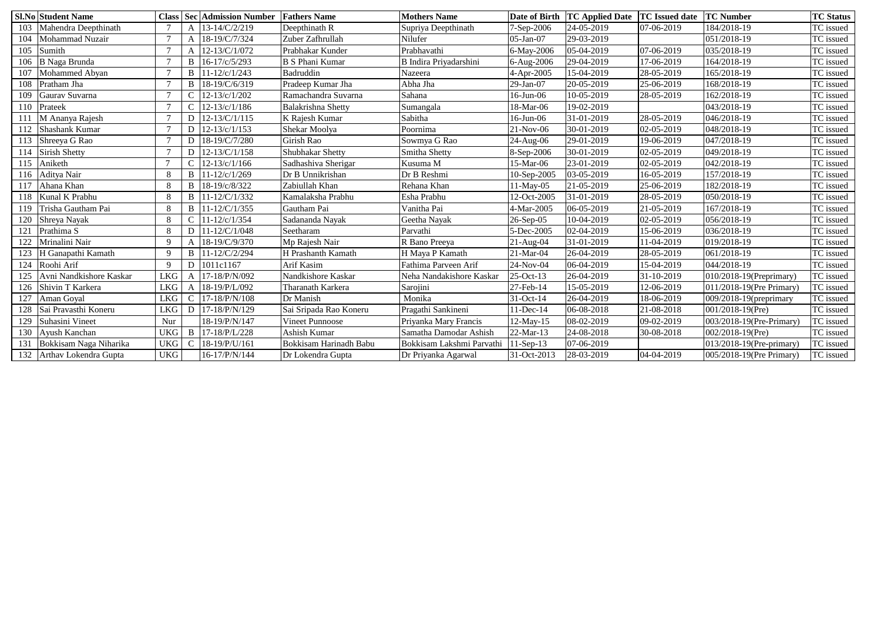| Sl.No | Student Name | Class | Sec | Admission Number | Fathers Name | Mothers Name | Date of Birth | TC Applied Date | TC Issued date | TC Number | TC Status |
|---|---|---|---|---|---|---|---|---|---|---|---|
| 103 | Mahendra Deepthinath | 7 | A | 13-14/C/2/219 | Deepthinath R | Supriya Deepthinath | 7-Sep-2006 | 24-05-2019 | 07-06-2019 | 184/2018-19 | TC issued |
| 104 | Mohammad Nuzair | 7 | A | 18-19/C/7/324 | Zuber Zafhrullah | Nilufer | 05-Jan-07 | 29-03-2019 | | 051/2018-19 | TC issued |
| 105 | Sumith | 7 | A | 12-13/C/1/072 | Prabhakar Kunder | Prabhavathi | 6-May-2006 | 05-04-2019 | 07-06-2019 | 035/2018-19 | TC issued |
| 106 | B Naga Brunda | 7 | B | 16-17/c/5/293 | B S Phani Kumar | B Indira Priyadarshini | 6-Aug-2006 | 29-04-2019 | 17-06-2019 | 164/2018-19 | TC issued |
| 107 | Mohammed Abyan | 7 | B | 11-12/c/1/243 | Badruddin | Nazeera | 4-Apr-2005 | 15-04-2019 | 28-05-2019 | 165/2018-19 | TC issued |
| 108 | Pratham Jha | 7 | B | 18-19/C/6/319 | Pradeep Kumar Jha | Abha Jha | 29-Jan-07 | 20-05-2019 | 25-06-2019 | 168/2018-19 | TC issued |
| 109 | Gaurav Suvarna | 7 | C | 12-13/c/1/202 | Ramachandra Suvarna | Sahana | 16-Jun-06 | 10-05-2019 | 28-05-2019 | 162/2018-19 | TC issued |
| 110 | Prateek | 7 | C | 12-13/c/1/186 | Balakrishna Shetty | Sumangala | 18-Mar-06 | 19-02-2019 | | 043/2018-19 | TC issued |
| 111 | M Ananya Rajesh | 7 | D | 12-13/C/1/115 | K Rajesh Kumar | Sabitha | 16-Jun-06 | 31-01-2019 | 28-05-2019 | 046/2018-19 | TC issued |
| 112 | Shashank Kumar | 7 | D | 12-13/c/1/153 | Shekar Moolya | Poornima | 21-Nov-06 | 30-01-2019 | 02-05-2019 | 048/2018-19 | TC issued |
| 113 | Shreeya G Rao | 7 | D | 18-19/C/7/280 | Girish Rao | Sowmya G Rao | 24-Aug-06 | 29-01-2019 | 19-06-2019 | 047/2018-19 | TC issued |
| 114 | Sirish Shetty | 7 | D | 12-13/C/1/158 | Shubhakar Shetty | Smitha Shetty | 8-Sep-2006 | 30-01-2019 | 02-05-2019 | 049/2018-19 | TC issued |
| 115 | Aniketh | 7 | C | 12-13/c/1/166 | Sadhashiva Sherigar | Kusuma M | 15-Mar-06 | 23-01-2019 | 02-05-2019 | 042/2018-19 | TC issued |
| 116 | Aditya Nair | 8 | B | 11-12/c/1/269 | Dr B Unnikrishan | Dr B Reshmi | 10-Sep-2005 | 03-05-2019 | 16-05-2019 | 157/2018-19 | TC issued |
| 117 | Ahana Khan | 8 | B | 18-19/c/8/322 | Zabiullah Khan | Rehana Khan | 11-May-05 | 21-05-2019 | 25-06-2019 | 182/2018-19 | TC issued |
| 118 | Kunal K Prabhu | 8 | B | 11-12/C/1/332 | Kamalaksha Prabhu | Esha Prabhu | 12-Oct-2005 | 31-01-2019 | 28-05-2019 | 050/2018-19 | TC issued |
| 119 | Trisha Gautham Pai | 8 | B | 11-12/C/1/355 | Gautham Pai | Vanitha Pai | 4-Mar-2005 | 06-05-2019 | 21-05-2019 | 167/2018-19 | TC issued |
| 120 | Shreya Nayak | 8 | C | 11-12/c/1/354 | Sadananda Nayak | Geetha Nayak | 26-Sep-05 | 10-04-2019 | 02-05-2019 | 056/2018-19 | TC issued |
| 121 | Prathima S | 8 | D | 11-12/C/1/048 | Seetharam | Parvathi | 5-Dec-2005 | 02-04-2019 | 15-06-2019 | 036/2018-19 | TC issued |
| 122 | Mrinalini Nair | 9 | A | 18-19/C/9/370 | Mp Rajesh Nair | R Bano Preeya | 21-Aug-04 | 31-01-2019 | 11-04-2019 | 019/2018-19 | TC issued |
| 123 | H Ganapathi Kamath | 9 | B | 11-12/C/2/294 | H Prashanth Kamath | H Maya P Kamath | 21-Mar-04 | 26-04-2019 | 28-05-2019 | 061/2018-19 | TC issued |
| 124 | Roohi Arif | 9 | D | 1011c1167 | Arif Kasim | Fathima Parveen Arif | 24-Nov-04 | 06-04-2019 | 15-04-2019 | 044/2018-19 | TC issued |
| 125 | Avni Nandkishore Kaskar | LKG | A | 17-18/P/N/092 | Nandkishore Kaskar | Neha Nandakishore Kaskar | 25-Oct-13 | 26-04-2019 | 31-10-2019 | 010/2018-19(Preprimary) | TC issued |
| 126 | Shivin T Karkera | LKG | A | 18-19/P/L/092 | Tharanath Karkera | Sarojini | 27-Feb-14 | 15-05-2019 | 12-06-2019 | 011/2018-19(Pre Primary) | TC issued |
| 127 | Aman Goyal | LKG | C | 17-18/P/N/108 | Dr Manish | Monika | 31-Oct-14 | 26-04-2019 | 18-06-2019 | 009/2018-19(preprimary | TC issued |
| 128 | Sai Pravasthi Koneru | LKG | D | 17-18/P/N/129 | Sai Sripada Rao Koneru | Pragathi Sankineni | 11-Dec-14 | 06-08-2018 | 21-08-2018 | 001/2018-19(Pre) | TC issued |
| 129 | Suhasini Vineet | Nur | | 18-19/P/N/147 | Vineet Punnoose | Priyanka Mary Francis | 12-May-15 | 08-02-2019 | 09-02-2019 | 003/2018-19(Pre-Primary) | TC issued |
| 130 | Ayush Kanchan | UKG | B | 17-18/P/L/228 | Ashish Kumar | Samatha Damodar Ashish | 22-Mar-13 | 24-08-2018 | 30-08-2018 | 002/2018-19(Pre) | TC issued |
| 131 | Bokkisam Naga Niharika | UKG | C | 18-19/P/U/161 | Bokkisam Harinadh Babu | Bokkisam Lakshmi Parvathi | 11-Sep-13 | 07-06-2019 | | 013/2018-19(Pre-primary) | TC issued |
| 132 | Arthav Lokendra Gupta | UKG | | 16-17/P/N/144 | Dr Lokendra Gupta | Dr Priyanka Agarwal | 31-Oct-2013 | 28-03-2019 | 04-04-2019 | 005/2018-19(Pre Primary) | TC issued |